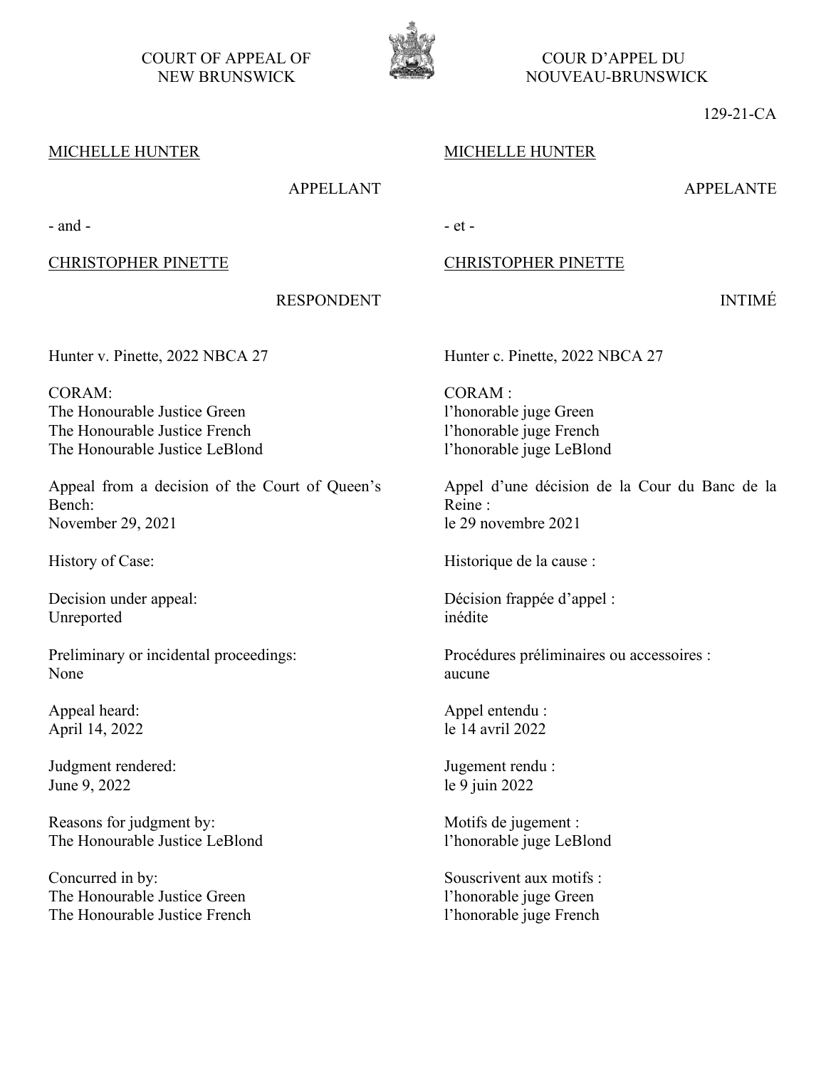COURT OF APPEAL OF NEW BRUNSWICK

COUR D'APPEL DU NOUVEAU-BRUNSWICK

129-21-CA

MICHELLE HUNTER

APPELLANT

- and -

CHRISTOPHER PINETTE

RESPONDENT

Hunter v. Pinette, 2022 NBCA 27

CORAM:
The Honourable Justice Green
The Honourable Justice French
The Honourable Justice LeBlond

Appeal from a decision of the Court of Queen's Bench:
November 29, 2021

History of Case:

Decision under appeal:
Unreported

Preliminary or incidental proceedings:
None

Appeal heard:
April 14, 2022

Judgment rendered:
June 9, 2022

Reasons for judgment by:
The Honourable Justice LeBlond

Concurred in by:
The Honourable Justice Green
The Honourable Justice French

MICHELLE HUNTER

APPELANTE

- et -

CHRISTOPHER PINETTE

INTIMÉ

Hunter c. Pinette, 2022 NBCA 27

CORAM :
l'honorable juge Green
l'honorable juge French
l'honorable juge LeBlond

Appel d'une décision de la Cour du Banc de la Reine :
le 29 novembre 2021

Historique de la cause :

Décision frappée d'appel :
inédite

Procédures préliminaires ou accessoires :
aucune

Appel entendu :
le 14 avril 2022

Jugement rendu :
le 9 juin 2022

Motifs de jugement :
l'honorable juge LeBlond

Souscrivent aux motifs :
l'honorable juge Green
l'honorable juge French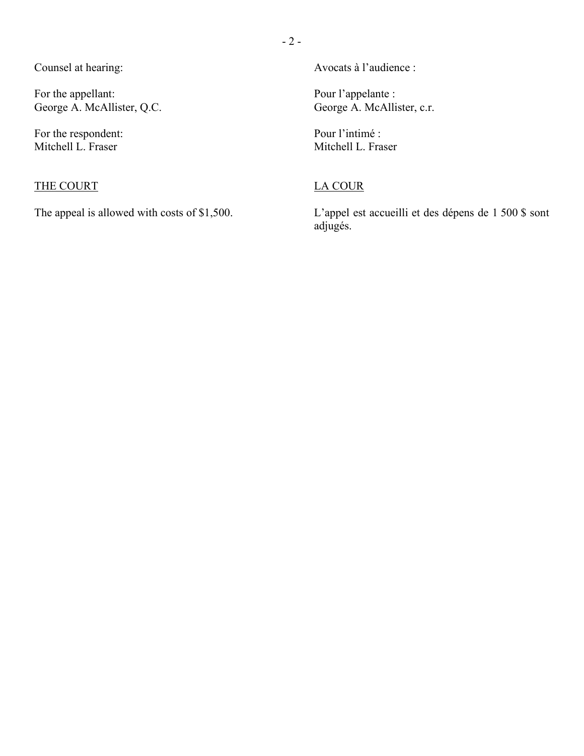Counsel at hearing:

For the appellant:
George A. McAllister, Q.C.

For the respondent:
Mitchell L. Fraser

<u>THE COURT</u>

The appeal is allowed with costs of $1,500.

Avocats à l'audience :

Pour l'appelante :
George A. McAllister, c.r.

Pour l'intimé :
Mitchell L. Fraser

<u>LA COUR</u>

L'appel est accueilli et des dépens de 1 500 $ sont adjugés.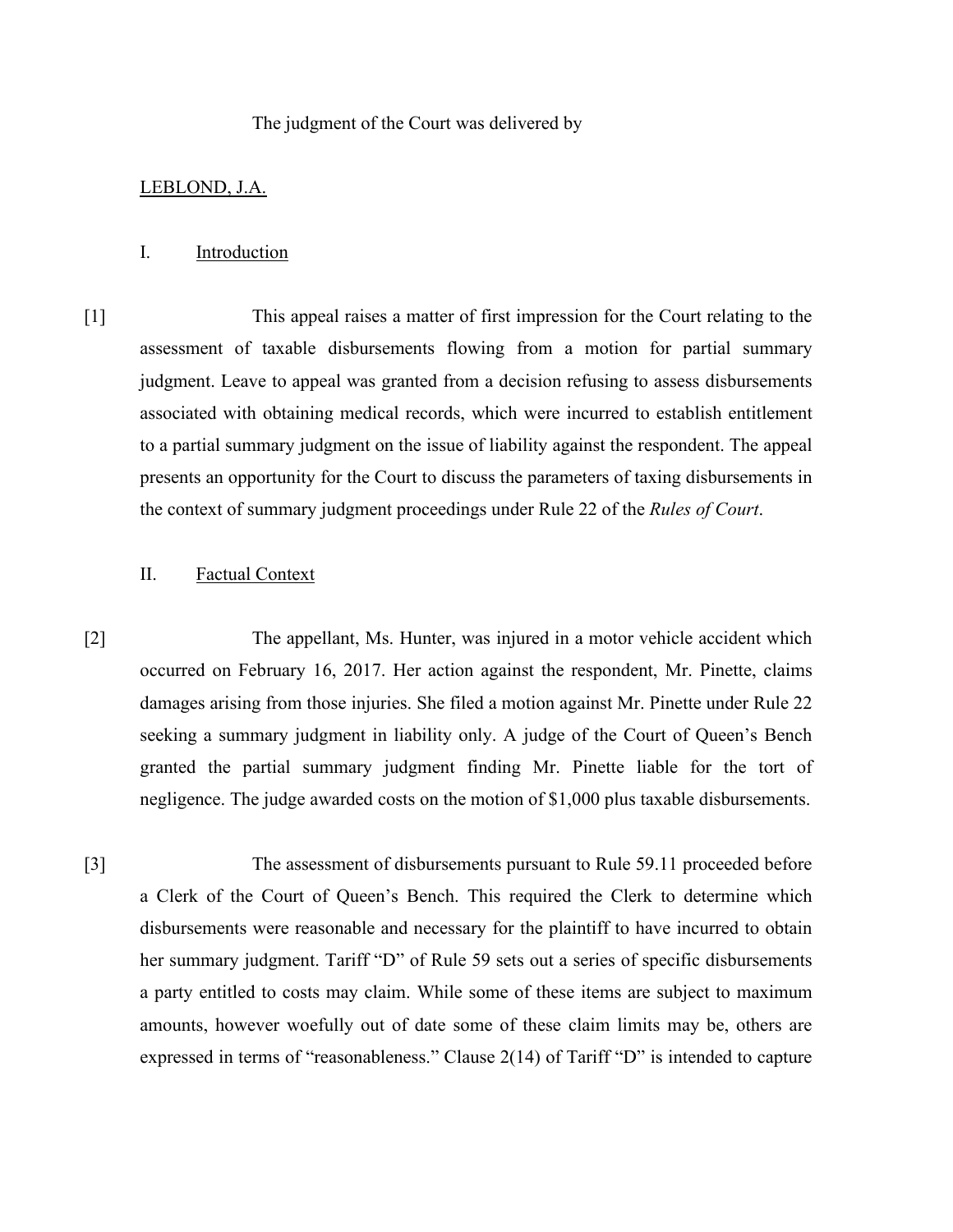The judgment of the Court was delivered by

LEBLOND, J.A.

## I. Introduction

[1] This appeal raises a matter of first impression for the Court relating to the assessment of taxable disbursements flowing from a motion for partial summary judgment. Leave to appeal was granted from a decision refusing to assess disbursements associated with obtaining medical records, which were incurred to establish entitlement to a partial summary judgment on the issue of liability against the respondent. The appeal presents an opportunity for the Court to discuss the parameters of taxing disbursements in the context of summary judgment proceedings under Rule 22 of the *Rules of Court*.

## II. Factual Context

[2] The appellant, Ms. Hunter, was injured in a motor vehicle accident which occurred on February 16, 2017. Her action against the respondent, Mr. Pinette, claims damages arising from those injuries. She filed a motion against Mr. Pinette under Rule 22 seeking a summary judgment in liability only. A judge of the Court of Queen's Bench granted the partial summary judgment finding Mr. Pinette liable for the tort of negligence. The judge awarded costs on the motion of $1,000 plus taxable disbursements.

[3] The assessment of disbursements pursuant to Rule 59.11 proceeded before a Clerk of the Court of Queen's Bench. This required the Clerk to determine which disbursements were reasonable and necessary for the plaintiff to have incurred to obtain her summary judgment. Tariff "D" of Rule 59 sets out a series of specific disbursements a party entitled to costs may claim. While some of these items are subject to maximum amounts, however woefully out of date some of these claim limits may be, others are expressed in terms of "reasonableness." Clause 2(14) of Tariff "D" is intended to capture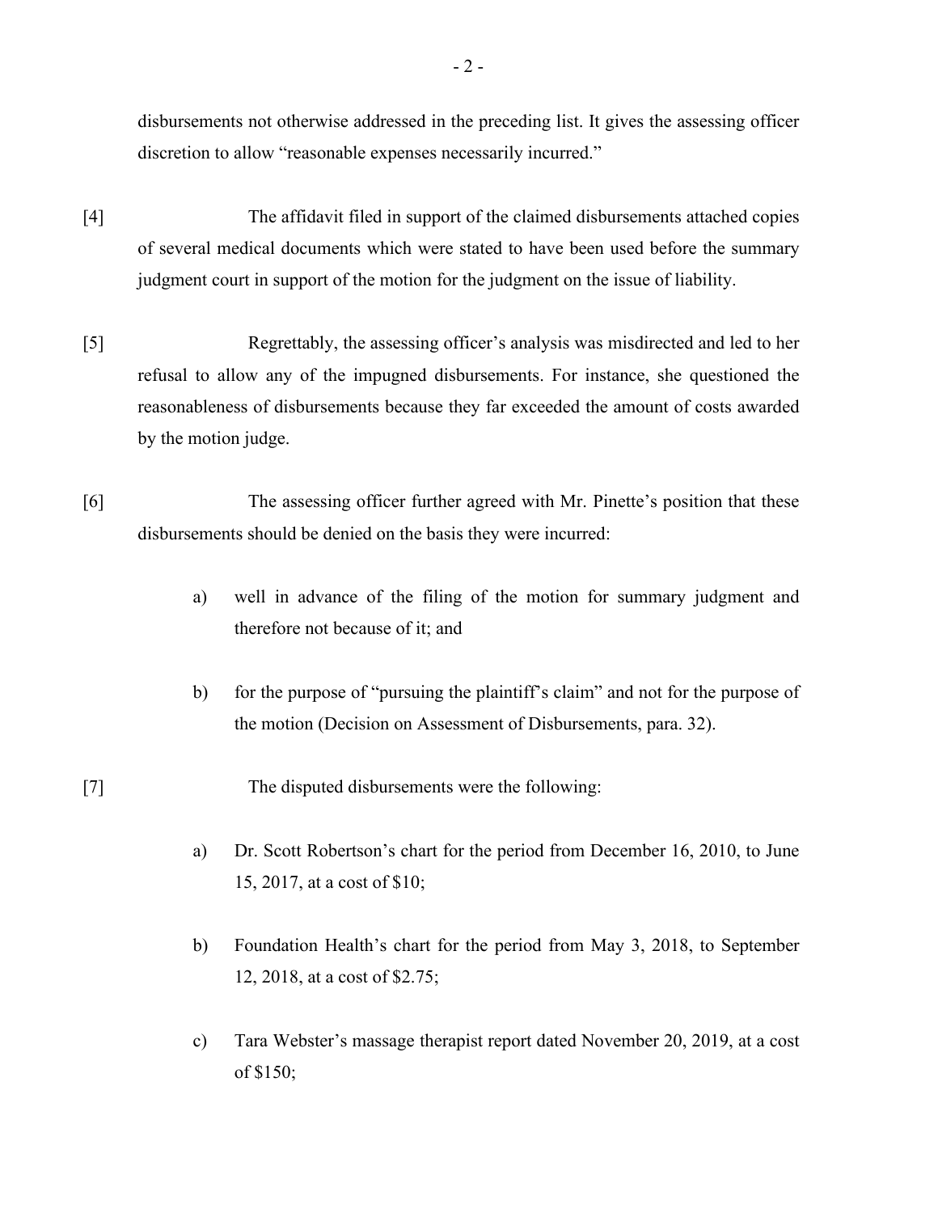disbursements not otherwise addressed in the preceding list. It gives the assessing officer discretion to allow "reasonable expenses necessarily incurred."

[4] The affidavit filed in support of the claimed disbursements attached copies of several medical documents which were stated to have been used before the summary judgment court in support of the motion for the judgment on the issue of liability.

[5] Regrettably, the assessing officer's analysis was misdirected and led to her refusal to allow any of the impugned disbursements. For instance, she questioned the reasonableness of disbursements because they far exceeded the amount of costs awarded by the motion judge.

[6] The assessing officer further agreed with Mr. Pinette's position that these disbursements should be denied on the basis they were incurred:

a) well in advance of the filing of the motion for summary judgment and therefore not because of it; and

b) for the purpose of "pursuing the plaintiff's claim" and not for the purpose of the motion (Decision on Assessment of Disbursements, para. 32).

[7] The disputed disbursements were the following:

a) Dr. Scott Robertson's chart for the period from December 16, 2010, to June 15, 2017, at a cost of $10;

b) Foundation Health's chart for the period from May 3, 2018, to September 12, 2018, at a cost of $2.75;

c) Tara Webster's massage therapist report dated November 20, 2019, at a cost of $150;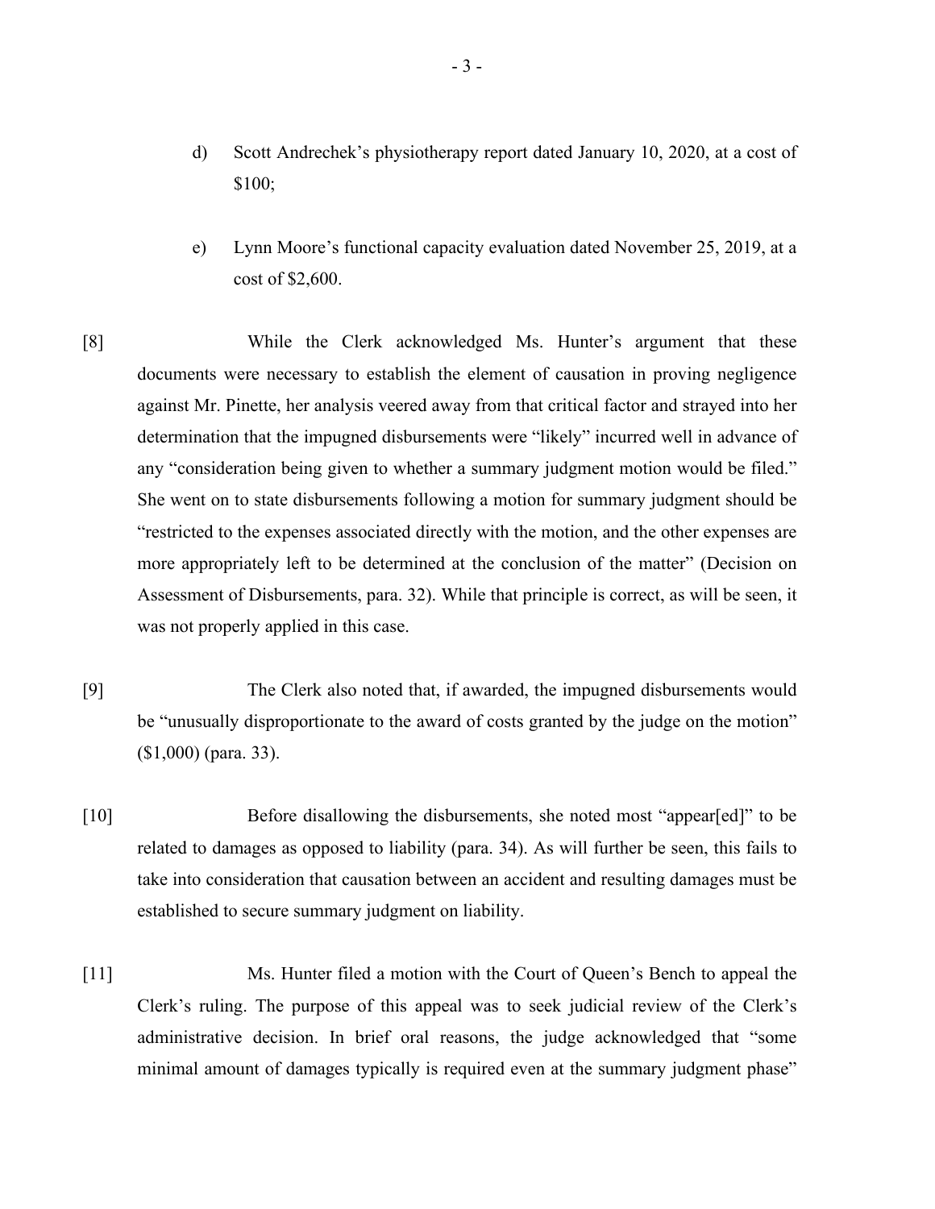d) Scott Andrechek's physiotherapy report dated January 10, 2020, at a cost of $100;

e) Lynn Moore's functional capacity evaluation dated November 25, 2019, at a cost of $2,600.

[8] While the Clerk acknowledged Ms. Hunter's argument that these documents were necessary to establish the element of causation in proving negligence against Mr. Pinette, her analysis veered away from that critical factor and strayed into her determination that the impugned disbursements were "likely" incurred well in advance of any "consideration being given to whether a summary judgment motion would be filed." She went on to state disbursements following a motion for summary judgment should be "restricted to the expenses associated directly with the motion, and the other expenses are more appropriately left to be determined at the conclusion of the matter" (Decision on Assessment of Disbursements, para. 32). While that principle is correct, as will be seen, it was not properly applied in this case.

[9] The Clerk also noted that, if awarded, the impugned disbursements would be "unusually disproportionate to the award of costs granted by the judge on the motion" ($1,000) (para. 33).

[10] Before disallowing the disbursements, she noted most "appear[ed]" to be related to damages as opposed to liability (para. 34). As will further be seen, this fails to take into consideration that causation between an accident and resulting damages must be established to secure summary judgment on liability.

[11] Ms. Hunter filed a motion with the Court of Queen's Bench to appeal the Clerk's ruling. The purpose of this appeal was to seek judicial review of the Clerk's administrative decision. In brief oral reasons, the judge acknowledged that "some minimal amount of damages typically is required even at the summary judgment phase"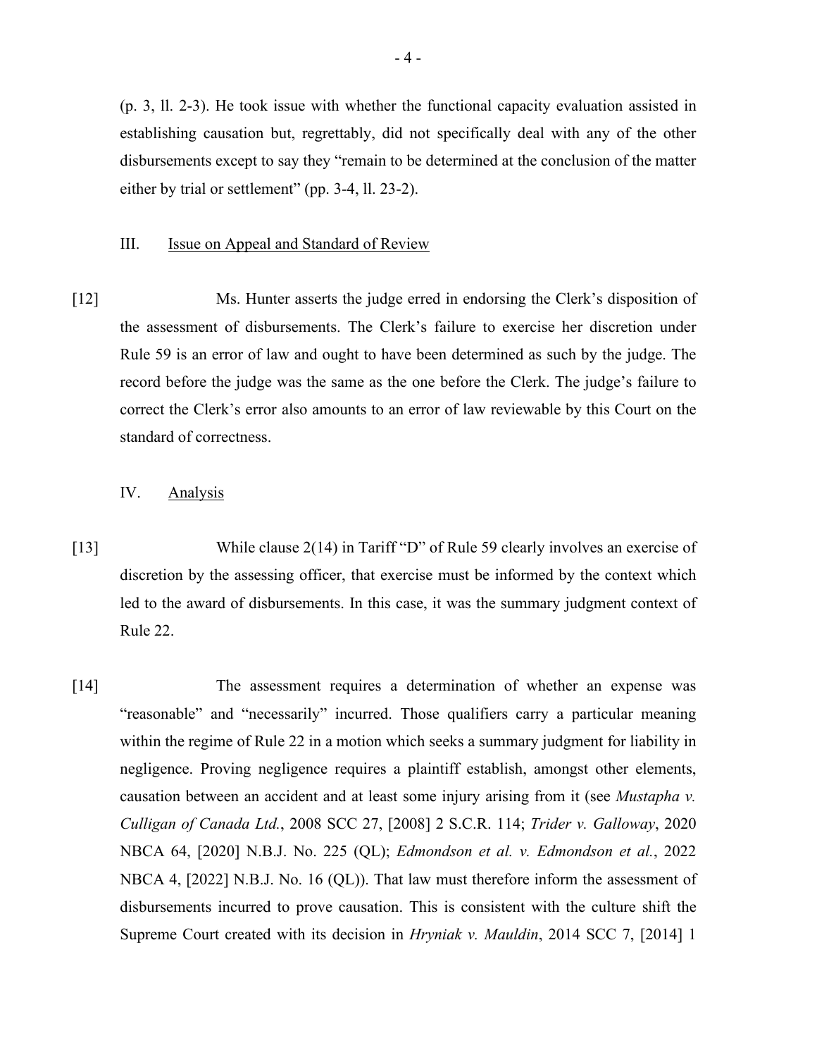(p. 3, ll. 2-3). He took issue with whether the functional capacity evaluation assisted in establishing causation but, regrettably, did not specifically deal with any of the other disbursements except to say they "remain to be determined at the conclusion of the matter either by trial or settlement" (pp. 3-4, ll. 23-2).

## III. Issue on Appeal and Standard of Review

[12] Ms. Hunter asserts the judge erred in endorsing the Clerk's disposition of the assessment of disbursements. The Clerk's failure to exercise her discretion under Rule 59 is an error of law and ought to have been determined as such by the judge. The record before the judge was the same as the one before the Clerk. The judge's failure to correct the Clerk's error also amounts to an error of law reviewable by this Court on the standard of correctness.

## IV. Analysis

[13] While clause 2(14) in Tariff "D" of Rule 59 clearly involves an exercise of discretion by the assessing officer, that exercise must be informed by the context which led to the award of disbursements. In this case, it was the summary judgment context of Rule 22.

[14] The assessment requires a determination of whether an expense was "reasonable" and "necessarily" incurred. Those qualifiers carry a particular meaning within the regime of Rule 22 in a motion which seeks a summary judgment for liability in negligence. Proving negligence requires a plaintiff establish, amongst other elements, causation between an accident and at least some injury arising from it (see *Mustapha v. Culligan of Canada Ltd.*, 2008 SCC 27, [2008] 2 S.C.R. 114; *Trider v. Galloway*, 2020 NBCA 64, [2020] N.B.J. No. 225 (QL); *Edmondson et al. v. Edmondson et al.*, 2022 NBCA 4, [2022] N.B.J. No. 16 (QL)). That law must therefore inform the assessment of disbursements incurred to prove causation. This is consistent with the culture shift the Supreme Court created with its decision in *Hryniak v. Mauldin*, 2014 SCC 7, [2014] 1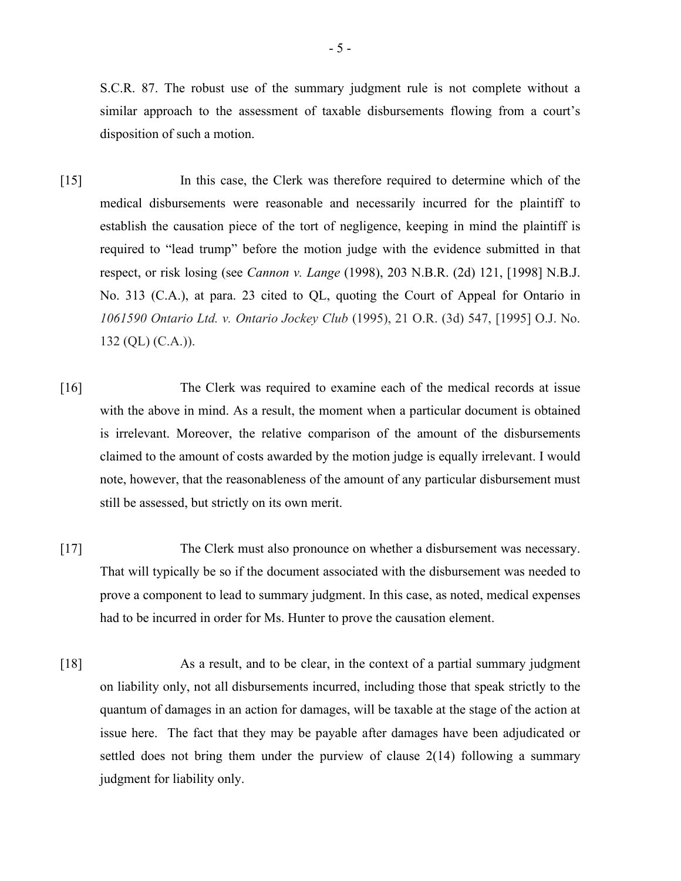S.C.R. 87. The robust use of the summary judgment rule is not complete without a similar approach to the assessment of taxable disbursements flowing from a court's disposition of such a motion.

[15] In this case, the Clerk was therefore required to determine which of the medical disbursements were reasonable and necessarily incurred for the plaintiff to establish the causation piece of the tort of negligence, keeping in mind the plaintiff is required to "lead trump" before the motion judge with the evidence submitted in that respect, or risk losing (see *Cannon v. Lange* (1998), 203 N.B.R. (2d) 121, [1998] N.B.J. No. 313 (C.A.), at para. 23 cited to QL, quoting the Court of Appeal for Ontario in *1061590 Ontario Ltd. v. Ontario Jockey Club* (1995), 21 O.R. (3d) 547, [1995] O.J. No. 132 (QL) (C.A.)).

[16] The Clerk was required to examine each of the medical records at issue with the above in mind. As a result, the moment when a particular document is obtained is irrelevant. Moreover, the relative comparison of the amount of the disbursements claimed to the amount of costs awarded by the motion judge is equally irrelevant. I would note, however, that the reasonableness of the amount of any particular disbursement must still be assessed, but strictly on its own merit.

[17] The Clerk must also pronounce on whether a disbursement was necessary. That will typically be so if the document associated with the disbursement was needed to prove a component to lead to summary judgment. In this case, as noted, medical expenses had to be incurred in order for Ms. Hunter to prove the causation element.

[18] As a result, and to be clear, in the context of a partial summary judgment on liability only, not all disbursements incurred, including those that speak strictly to the quantum of damages in an action for damages, will be taxable at the stage of the action at issue here. The fact that they may be payable after damages have been adjudicated or settled does not bring them under the purview of clause 2(14) following a summary judgment for liability only.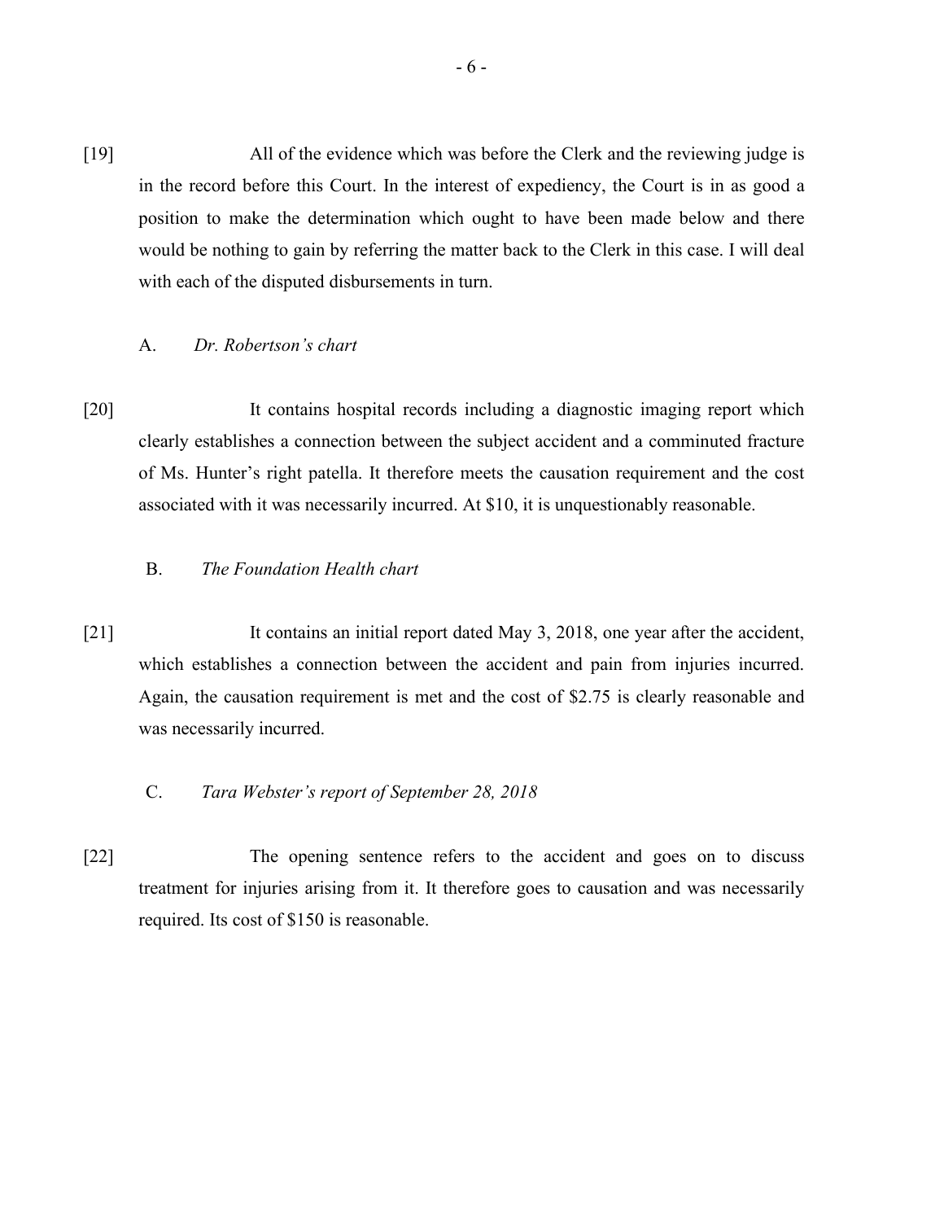[19] All of the evidence which was before the Clerk and the reviewing judge is in the record before this Court. In the interest of expediency, the Court is in as good a position to make the determination which ought to have been made below and there would be nothing to gain by referring the matter back to the Clerk in this case. I will deal with each of the disputed disbursements in turn.

A. *Dr. Robertson's chart*

[20] It contains hospital records including a diagnostic imaging report which clearly establishes a connection between the subject accident and a comminuted fracture of Ms. Hunter's right patella. It therefore meets the causation requirement and the cost associated with it was necessarily incurred. At $10, it is unquestionably reasonable.

B. *The Foundation Health chart*

[21] It contains an initial report dated May 3, 2018, one year after the accident, which establishes a connection between the accident and pain from injuries incurred. Again, the causation requirement is met and the cost of $2.75 is clearly reasonable and was necessarily incurred.

C. *Tara Webster's report of September 28, 2018*

[22] The opening sentence refers to the accident and goes on to discuss treatment for injuries arising from it. It therefore goes to causation and was necessarily required. Its cost of $150 is reasonable.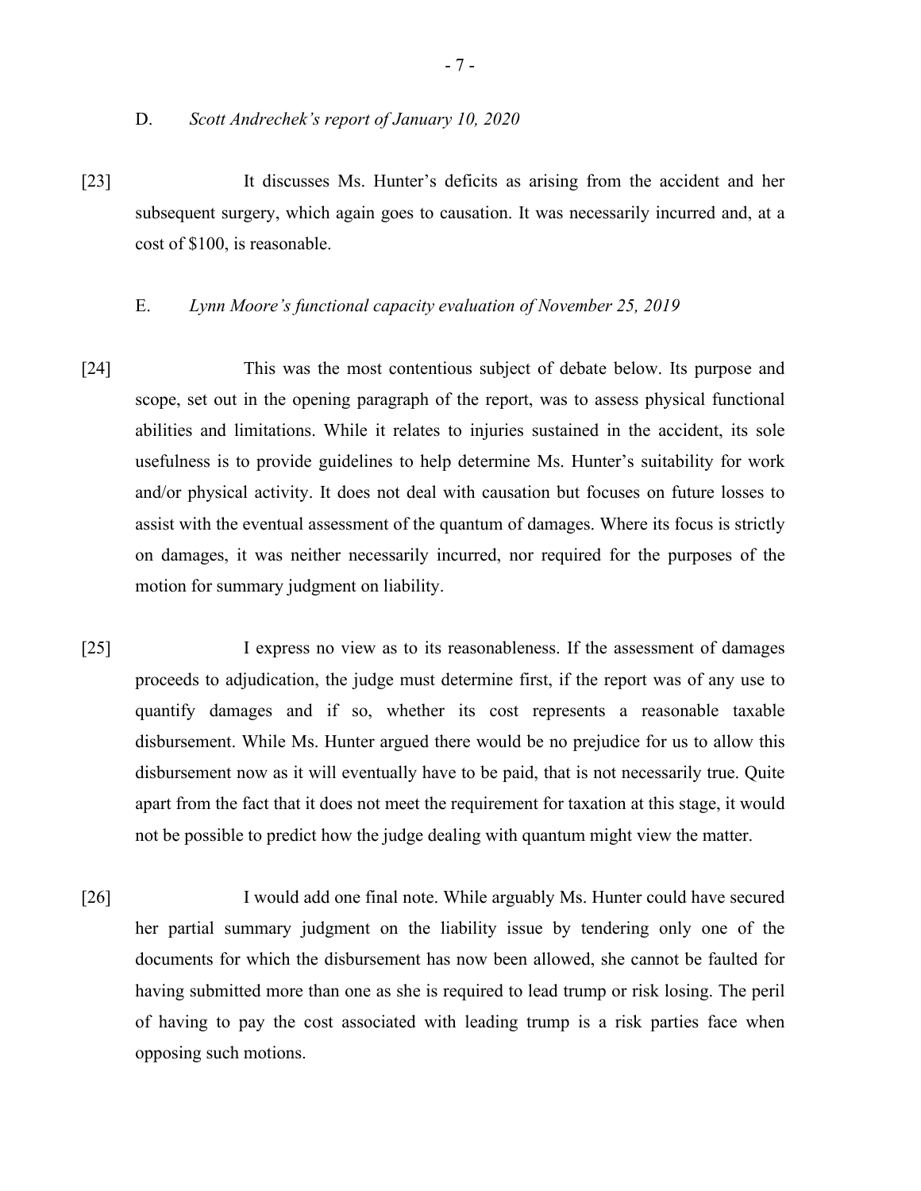D. *Scott Andrechek's report of January 10, 2020*

[23] It discusses Ms. Hunter's deficits as arising from the accident and her subsequent surgery, which again goes to causation. It was necessarily incurred and, at a cost of $100, is reasonable.

E. *Lynn Moore's functional capacity evaluation of November 25, 2019*

[24] This was the most contentious subject of debate below. Its purpose and scope, set out in the opening paragraph of the report, was to assess physical functional abilities and limitations. While it relates to injuries sustained in the accident, its sole usefulness is to provide guidelines to help determine Ms. Hunter's suitability for work and/or physical activity. It does not deal with causation but focuses on future losses to assist with the eventual assessment of the quantum of damages. Where its focus is strictly on damages, it was neither necessarily incurred, nor required for the purposes of the motion for summary judgment on liability.

[25] I express no view as to its reasonableness. If the assessment of damages proceeds to adjudication, the judge must determine first, if the report was of any use to quantify damages and if so, whether its cost represents a reasonable taxable disbursement. While Ms. Hunter argued there would be no prejudice for us to allow this disbursement now as it will eventually have to be paid, that is not necessarily true. Quite apart from the fact that it does not meet the requirement for taxation at this stage, it would not be possible to predict how the judge dealing with quantum might view the matter.

[26] I would add one final note. While arguably Ms. Hunter could have secured her partial summary judgment on the liability issue by tendering only one of the documents for which the disbursement has now been allowed, she cannot be faulted for having submitted more than one as she is required to lead trump or risk losing. The peril of having to pay the cost associated with leading trump is a risk parties face when opposing such motions.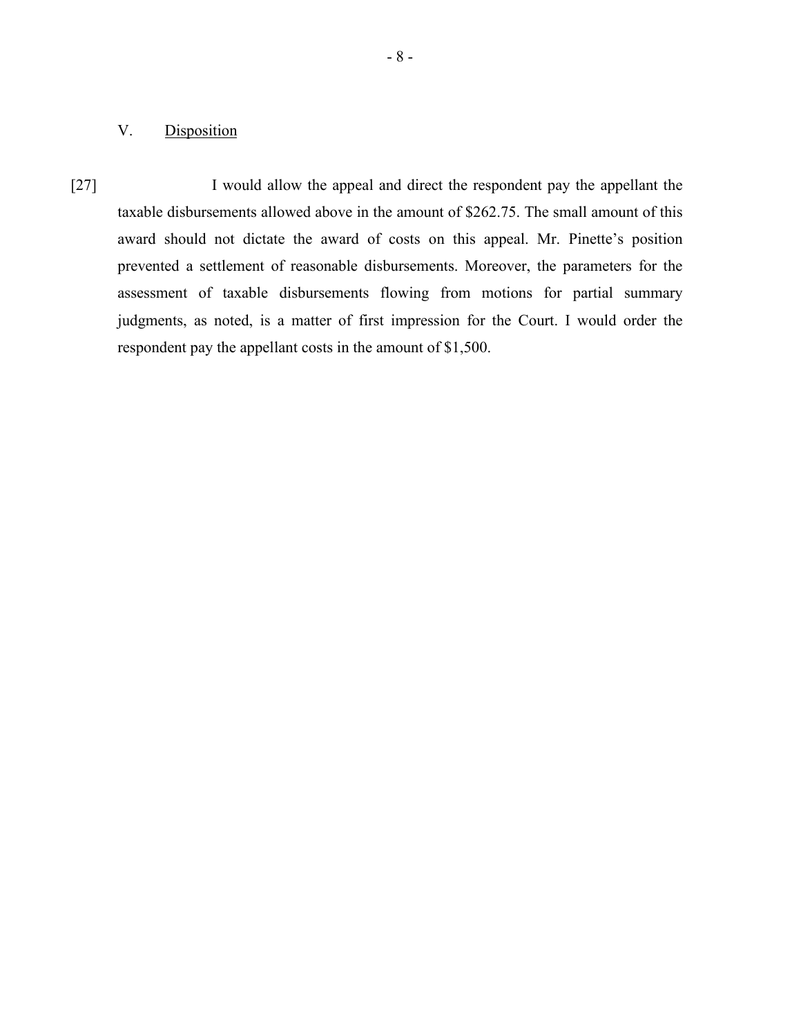## V. Disposition

[27] I would allow the appeal and direct the respondent pay the appellant the taxable disbursements allowed above in the amount of $262.75. The small amount of this award should not dictate the award of costs on this appeal. Mr. Pinette's position prevented a settlement of reasonable disbursements. Moreover, the parameters for the assessment of taxable disbursements flowing from motions for partial summary judgments, as noted, is a matter of first impression for the Court. I would order the respondent pay the appellant costs in the amount of $1,500.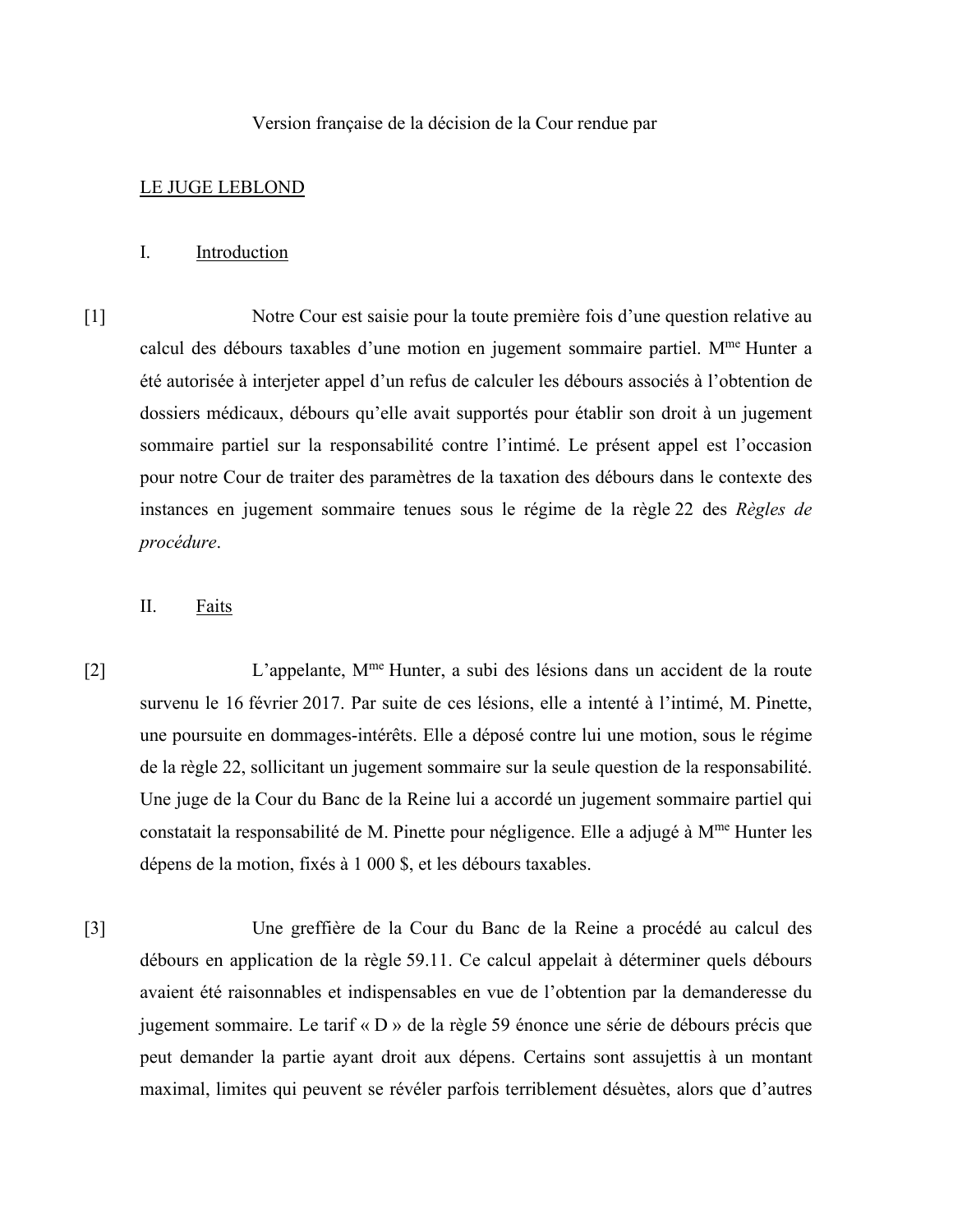Version française de la décision de la Cour rendue par

LE JUGE LEBLOND

## I. Introduction

[1] Notre Cour est saisie pour la toute première fois d'une question relative au calcul des débours taxables d'une motion en jugement sommaire partiel. M[me] Hunter a été autorisée à interjeter appel d'un refus de calculer les débours associés à l'obtention de dossiers médicaux, débours qu'elle avait supportés pour établir son droit à un jugement sommaire partiel sur la responsabilité contre l'intimé. Le présent appel est l'occasion pour notre Cour de traiter des paramètres de la taxation des débours dans le contexte des instances en jugement sommaire tenues sous le régime de la règle 22 des *Règles de procédure*.

## II. Faits

[2] L'appelante, M[me] Hunter, a subi des lésions dans un accident de la route survenu le 16 février 2017. Par suite de ces lésions, elle a intenté à l'intimé, M. Pinette, une poursuite en dommages-intérêts. Elle a déposé contre lui une motion, sous le régime de la règle 22, sollicitant un jugement sommaire sur la seule question de la responsabilité. Une juge de la Cour du Banc de la Reine lui a accordé un jugement sommaire partiel qui constatait la responsabilité de M. Pinette pour négligence. Elle a adjugé à M[me] Hunter les dépens de la motion, fixés à 1 000 $, et les débours taxables.

[3] Une greffière de la Cour du Banc de la Reine a procédé au calcul des débours en application de la règle 59.11. Ce calcul appelait à déterminer quels débours avaient été raisonnables et indispensables en vue de l'obtention par la demanderesse du jugement sommaire. Le tarif « D » de la règle 59 énonce une série de débours précis que peut demander la partie ayant droit aux dépens. Certains sont assujettis à un montant maximal, limites qui peuvent se révéler parfois terriblement désuètes, alors que d'autres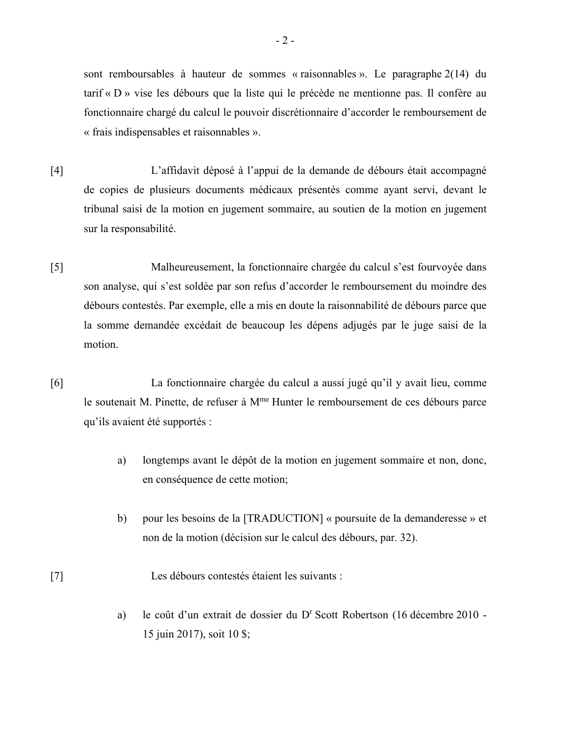sont remboursables à hauteur de sommes « raisonnables ». Le paragraphe 2(14) du tarif « D » vise les débours que la liste qui le précède ne mentionne pas. Il confère au fonctionnaire chargé du calcul le pouvoir discrétionnaire d'accorder le remboursement de « frais indispensables et raisonnables ».

[4] L'affidavit déposé à l'appui de la demande de débours était accompagné de copies de plusieurs documents médicaux présentés comme ayant servi, devant le tribunal saisi de la motion en jugement sommaire, au soutien de la motion en jugement sur la responsabilité.

[5] Malheureusement, la fonctionnaire chargée du calcul s'est fourvoyée dans son analyse, qui s'est soldée par son refus d'accorder le remboursement du moindre des débours contestés. Par exemple, elle a mis en doute la raisonnabilité de débours parce que la somme demandée excédait de beaucoup les dépens adjugés par le juge saisi de la motion.

[6] La fonctionnaire chargée du calcul a aussi jugé qu'il y avait lieu, comme le soutenait M. Pinette, de refuser à M[me] Hunter le remboursement de ces débours parce qu'ils avaient été supportés :

a) longtemps avant le dépôt de la motion en jugement sommaire et non, donc, en conséquence de cette motion;

b) pour les besoins de la [TRADUCTION] « poursuite de la demanderesse » et non de la motion (décision sur le calcul des débours, par. 32).

[7] Les débours contestés étaient les suivants :

a) le coût d'un extrait de dossier du D[r] Scott Robertson (16 décembre 2010 - 15 juin 2017), soit 10 $;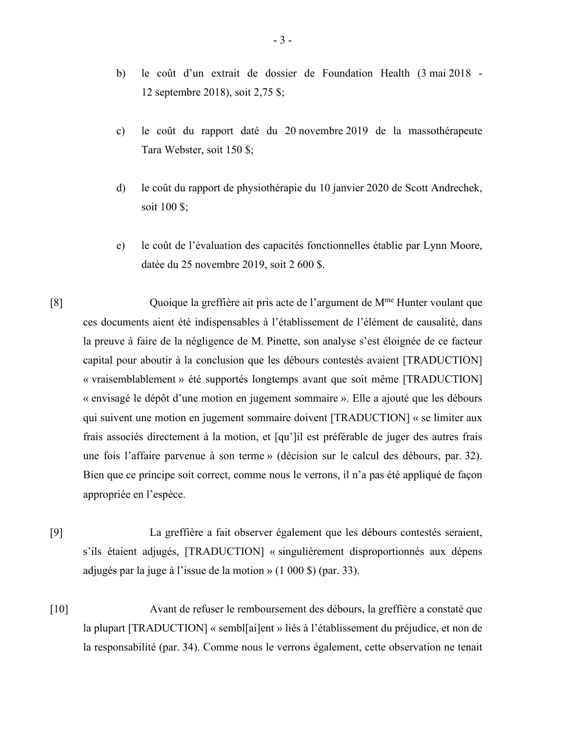b) le coût d'un extrait de dossier de Foundation Health (3 mai 2018 - 12 septembre 2018), soit 2,75 $;

c) le coût du rapport daté du 20 novembre 2019 de la massothérapeute Tara Webster, soit 150 $;

d) le coût du rapport de physiothérapie du 10 janvier 2020 de Scott Andrechek, soit 100 $;

e) le coût de l'évaluation des capacités fonctionnelles établie par Lynn Moore, datée du 25 novembre 2019, soit 2 600 $.

[8] Quoique la greffière ait pris acte de l'argument de M[me] Hunter voulant que ces documents aient été indispensables à l'établissement de l'élément de causalité, dans la preuve à faire de la négligence de M. Pinette, son analyse s'est éloignée de ce facteur capital pour aboutir à la conclusion que les débours contestés avaient [TRADUCTION] « vraisemblablement » été supportés longtemps avant que soit même [TRADUCTION] « envisagé le dépôt d'une motion en jugement sommaire ». Elle a ajouté que les débours qui suivent une motion en jugement sommaire doivent [TRADUCTION] « se limiter aux frais associés directement à la motion, et [qu']il est préférable de juger des autres frais une fois l'affaire parvenue à son terme » (décision sur le calcul des débours, par. 32). Bien que ce principe soit correct, comme nous le verrons, il n'a pas été appliqué de façon appropriée en l'espèce.

[9] La greffière a fait observer également que les débours contestés seraient, s'ils étaient adjugés, [TRADUCTION] « singulièrement disproportionnés aux dépens adjugés par la juge à l'issue de la motion » (1 000 $) (par. 33).

[10] Avant de refuser le remboursement des débours, la greffière a constaté que la plupart [TRADUCTION] « sembl[ai]ent » liés à l'établissement du préjudice, et non de la responsabilité (par. 34). Comme nous le verrons également, cette observation ne tenait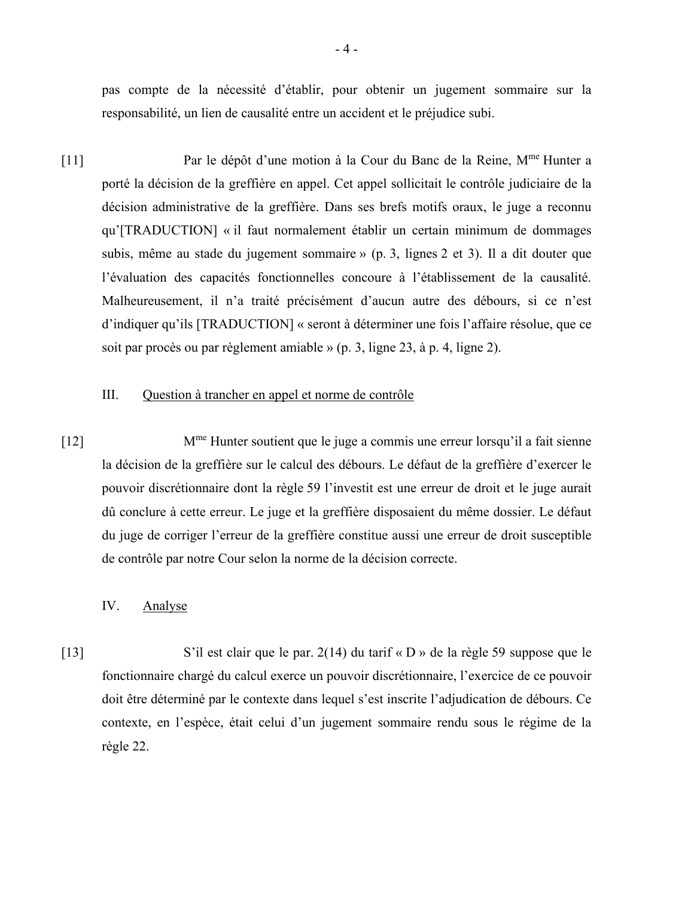pas compte de la nécessité d'établir, pour obtenir un jugement sommaire sur la responsabilité, un lien de causalité entre un accident et le préjudice subi.

[11] Par le dépôt d'une motion à la Cour du Banc de la Reine, M[me] Hunter a porté la décision de la greffière en appel. Cet appel sollicitait le contrôle judiciaire de la décision administrative de la greffière. Dans ses brefs motifs oraux, le juge a reconnu qu'[TRADUCTION] « il faut normalement établir un certain minimum de dommages subis, même au stade du jugement sommaire » (p. 3, lignes 2 et 3). Il a dit douter que l'évaluation des capacités fonctionnelles concoure à l'établissement de la causalité. Malheureusement, il n'a traité précisément d'aucun autre des débours, si ce n'est d'indiquer qu'ils [TRADUCTION] « seront à déterminer une fois l'affaire résolue, que ce soit par procès ou par règlement amiable » (p. 3, ligne 23, à p. 4, ligne 2).

## III. Question à trancher en appel et norme de contrôle

[12] M[me] Hunter soutient que le juge a commis une erreur lorsqu'il a fait sienne la décision de la greffière sur le calcul des débours. Le défaut de la greffière d'exercer le pouvoir discrétionnaire dont la règle 59 l'investit est une erreur de droit et le juge aurait dû conclure à cette erreur. Le juge et la greffière disposaient du même dossier. Le défaut du juge de corriger l'erreur de la greffière constitue aussi une erreur de droit susceptible de contrôle par notre Cour selon la norme de la décision correcte.

## IV. Analyse

[13] S'il est clair que le par. 2(14) du tarif « D » de la règle 59 suppose que le fonctionnaire chargé du calcul exerce un pouvoir discrétionnaire, l'exercice de ce pouvoir doit être déterminé par le contexte dans lequel s'est inscrite l'adjudication de débours. Ce contexte, en l'espèce, était celui d'un jugement sommaire rendu sous le régime de la règle 22.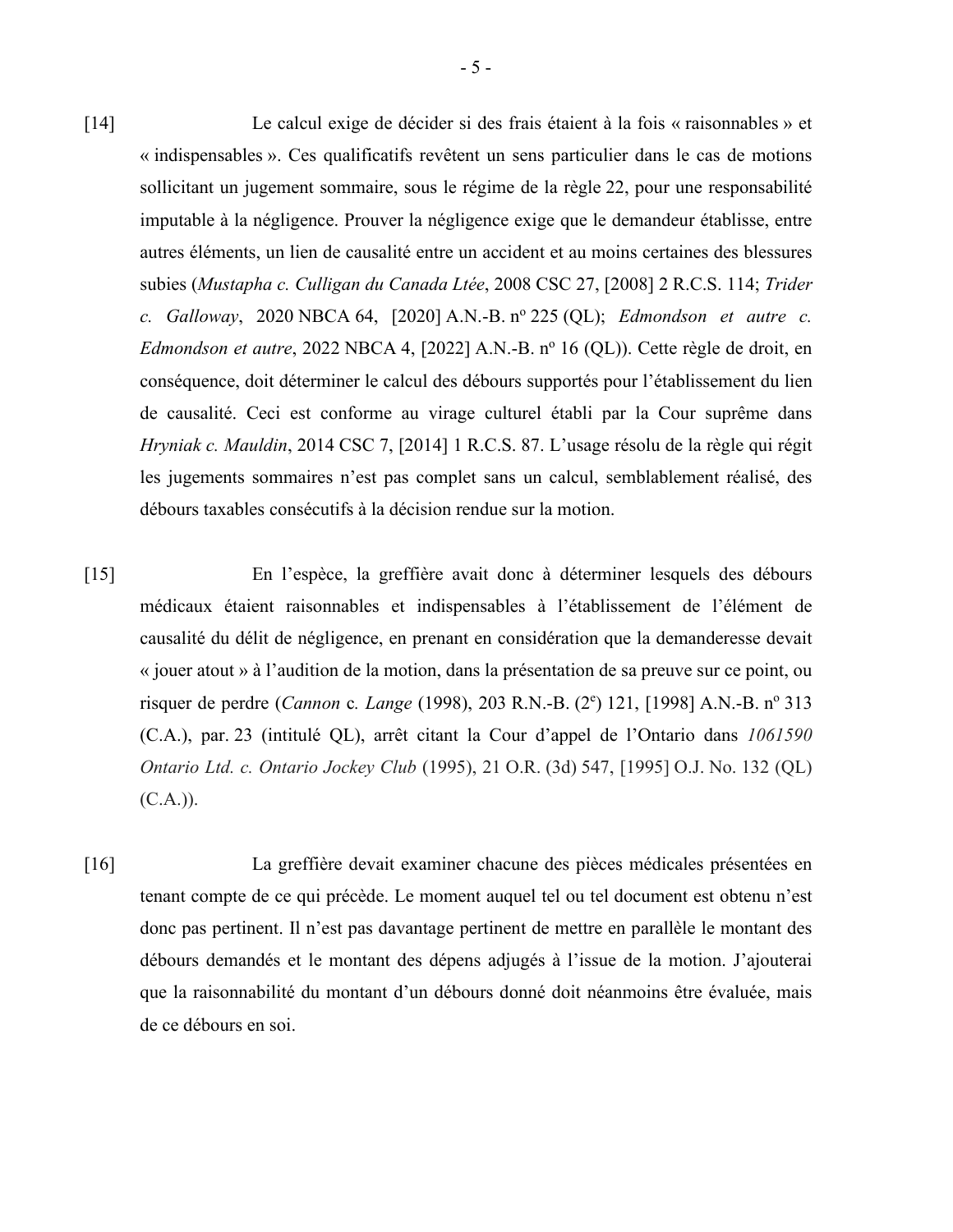[14] Le calcul exige de décider si des frais étaient à la fois « raisonnables » et « indispensables ». Ces qualificatifs revêtent un sens particulier dans le cas de motions sollicitant un jugement sommaire, sous le régime de la règle 22, pour une responsabilité imputable à la négligence. Prouver la négligence exige que le demandeur établisse, entre autres éléments, un lien de causalité entre un accident et au moins certaines des blessures subies (*Mustapha c. Culligan du Canada Ltée*, 2008 CSC 27, [2008] 2 R.C.S. 114; *Trider c. Galloway*, 2020 NBCA 64, [2020] A.N.-B. nº 225 (QL); *Edmondson et autre c. Edmondson et autre*, 2022 NBCA 4, [2022] A.N.-B. nº 16 (QL)). Cette règle de droit, en conséquence, doit déterminer le calcul des débours supportés pour l'établissement du lien de causalité. Ceci est conforme au virage culturel établi par la Cour suprême dans *Hryniak c. Mauldin*, 2014 CSC 7, [2014] 1 R.C.S. 87. L'usage résolu de la règle qui régit les jugements sommaires n'est pas complet sans un calcul, semblablement réalisé, des débours taxables consécutifs à la décision rendue sur la motion.

[15] En l'espèce, la greffière avait donc à déterminer lesquels des débours médicaux étaient raisonnables et indispensables à l'établissement de l'élément de causalité du délit de négligence, en prenant en considération que la demanderesse devait « jouer atout » à l'audition de la motion, dans la présentation de sa preuve sur ce point, ou risquer de perdre (*Cannon* c*. Lange* (1998), 203 R.N.-B. (2e) 121, [1998] A.N.-B. nº 313 (C.A.), par. 23 (intitulé QL), arrêt citant la Cour d'appel de l'Ontario dans *1061590 Ontario Ltd. c. Ontario Jockey Club* (1995), 21 O.R. (3d) 547, [1995] O.J. No. 132 (QL) (C.A.)).

[16] La greffière devait examiner chacune des pièces médicales présentées en tenant compte de ce qui précède. Le moment auquel tel ou tel document est obtenu n'est donc pas pertinent. Il n'est pas davantage pertinent de mettre en parallèle le montant des débours demandés et le montant des dépens adjugés à l'issue de la motion. J'ajouterai que la raisonnabilité du montant d'un débours donné doit néanmoins être évaluée, mais de ce débours en soi.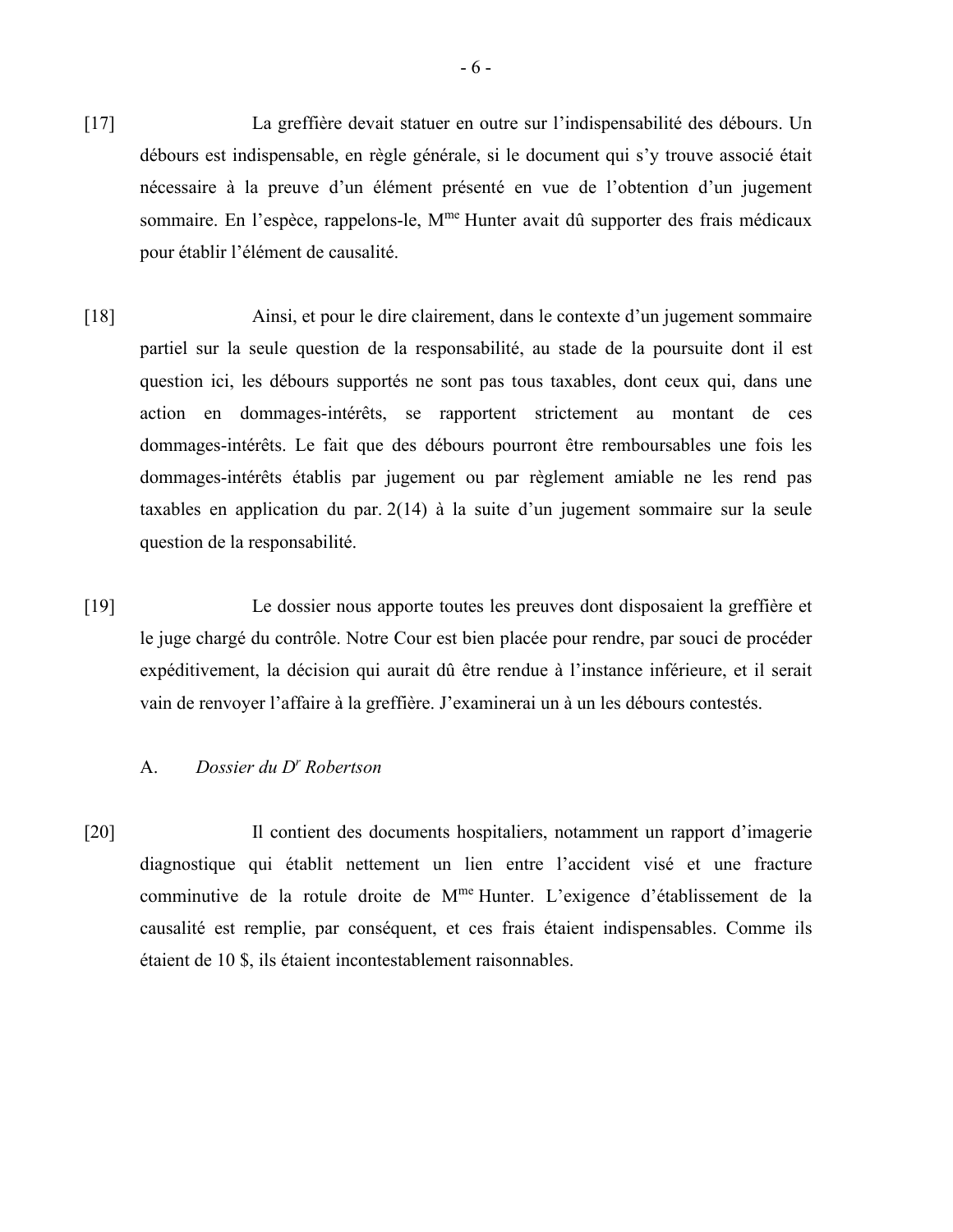[17] La greffière devait statuer en outre sur l'indispensabilité des débours. Un débours est indispensable, en règle générale, si le document qui s'y trouve associé était nécessaire à la preuve d'un élément présenté en vue de l'obtention d'un jugement sommaire. En l'espèce, rappelons-le, M[me] Hunter avait dû supporter des frais médicaux pour établir l'élément de causalité.

[18] Ainsi, et pour le dire clairement, dans le contexte d'un jugement sommaire partiel sur la seule question de la responsabilité, au stade de la poursuite dont il est question ici, les débours supportés ne sont pas tous taxables, dont ceux qui, dans une action en dommages-intérêts, se rapportent strictement au montant de ces dommages-intérêts. Le fait que des débours pourront être remboursables une fois les dommages-intérêts établis par jugement ou par règlement amiable ne les rend pas taxables en application du par. 2(14) à la suite d'un jugement sommaire sur la seule question de la responsabilité.

[19] Le dossier nous apporte toutes les preuves dont disposaient la greffière et le juge chargé du contrôle. Notre Cour est bien placée pour rendre, par souci de procéder expéditivement, la décision qui aurait dû être rendue à l'instance inférieure, et il serait vain de renvoyer l'affaire à la greffière. J'examinerai un à un les débours contestés.

A. *Dossier du D[r] Robertson*

[20] Il contient des documents hospitaliers, notamment un rapport d'imagerie diagnostique qui établit nettement un lien entre l'accident visé et une fracture comminutive de la rotule droite de M[me] Hunter. L'exigence d'établissement de la causalité est remplie, par conséquent, et ces frais étaient indispensables. Comme ils étaient de 10 $, ils étaient incontestablement raisonnables.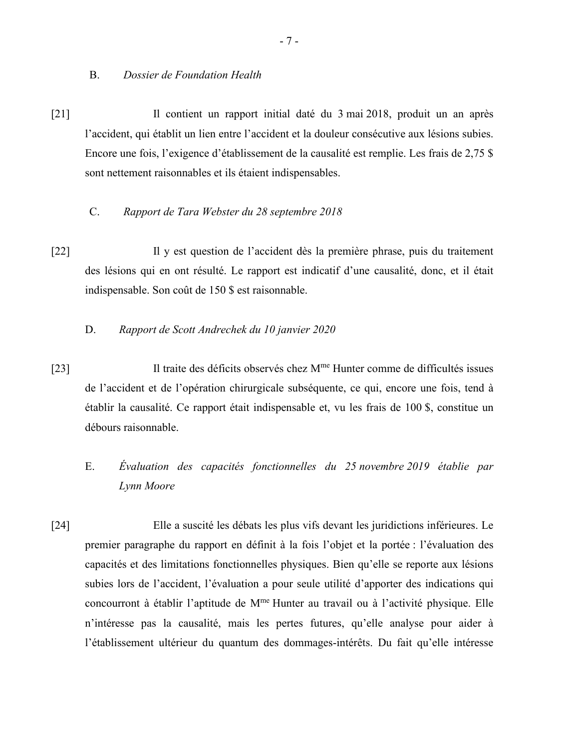B. *Dossier de Foundation Health*

[21] Il contient un rapport initial daté du 3 mai 2018, produit un an après l'accident, qui établit un lien entre l'accident et la douleur consécutive aux lésions subies. Encore une fois, l'exigence d'établissement de la causalité est remplie. Les frais de 2,75 $ sont nettement raisonnables et ils étaient indispensables.

C. *Rapport de Tara Webster du 28 septembre 2018*

[22] Il y est question de l'accident dès la première phrase, puis du traitement des lésions qui en ont résulté. Le rapport est indicatif d'une causalité, donc, et il était indispensable. Son coût de 150 $ est raisonnable.

D. *Rapport de Scott Andrechek du 10 janvier 2020*

[23] Il traite des déficits observés chez Mme Hunter comme de difficultés issues de l'accident et de l'opération chirurgicale subséquente, ce qui, encore une fois, tend à établir la causalité. Ce rapport était indispensable et, vu les frais de 100 $, constitue un débours raisonnable.

E. *Évaluation des capacités fonctionnelles du 25 novembre 2019 établie par Lynn Moore*

[24] Elle a suscité les débats les plus vifs devant les juridictions inférieures. Le premier paragraphe du rapport en définit à la fois l'objet et la portée : l'évaluation des capacités et des limitations fonctionnelles physiques. Bien qu'elle se reporte aux lésions subies lors de l'accident, l'évaluation a pour seule utilité d'apporter des indications qui concourront à établir l'aptitude de Mme Hunter au travail ou à l'activité physique. Elle n'intéresse pas la causalité, mais les pertes futures, qu'elle analyse pour aider à l'établissement ultérieur du quantum des dommages-intérêts. Du fait qu'elle intéresse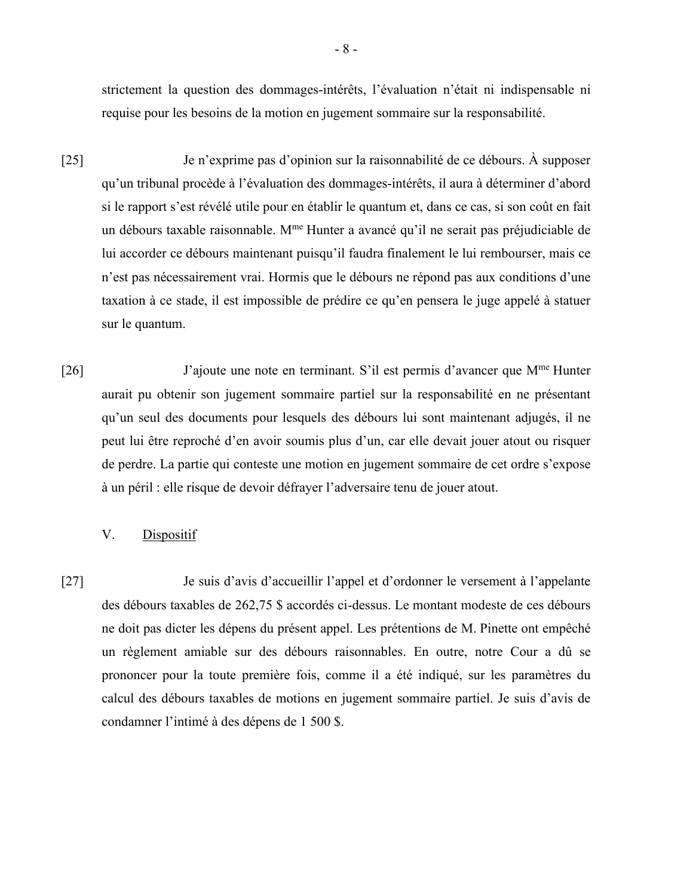strictement la question des dommages-intérêts, l'évaluation n'était ni indispensable ni requise pour les besoins de la motion en jugement sommaire sur la responsabilité.

[25] Je n'exprime pas d'opinion sur la raisonnabilité de ce débours. À supposer qu'un tribunal procède à l'évaluation des dommages-intérêts, il aura à déterminer d'abord si le rapport s'est révélé utile pour en établir le quantum et, dans ce cas, si son coût en fait un débours taxable raisonnable. Mme Hunter a avancé qu'il ne serait pas préjudiciable de lui accorder ce débours maintenant puisqu'il faudra finalement le lui rembourser, mais ce n'est pas nécessairement vrai. Hormis que le débours ne répond pas aux conditions d'une taxation à ce stade, il est impossible de prédire ce qu'en pensera le juge appelé à statuer sur le quantum.

[26] J'ajoute une note en terminant. S'il est permis d'avancer que Mme Hunter aurait pu obtenir son jugement sommaire partiel sur la responsabilité en ne présentant qu'un seul des documents pour lesquels des débours lui sont maintenant adjugés, il ne peut lui être reproché d'en avoir soumis plus d'un, car elle devait jouer atout ou risquer de perdre. La partie qui conteste une motion en jugement sommaire de cet ordre s'expose à un péril : elle risque de devoir défrayer l'adversaire tenu de jouer atout.

## V. Dispositif

[27] Je suis d'avis d'accueillir l'appel et d'ordonner le versement à l'appelante des débours taxables de 262,75 $ accordés ci-dessus. Le montant modeste de ces débours ne doit pas dicter les dépens du présent appel. Les prétentions de M. Pinette ont empêché un règlement amiable sur des débours raisonnables. En outre, notre Cour a dû se prononcer pour la toute première fois, comme il a été indiqué, sur les paramètres du calcul des débours taxables de motions en jugement sommaire partiel. Je suis d'avis de condamner l'intimé à des dépens de 1 500 $.